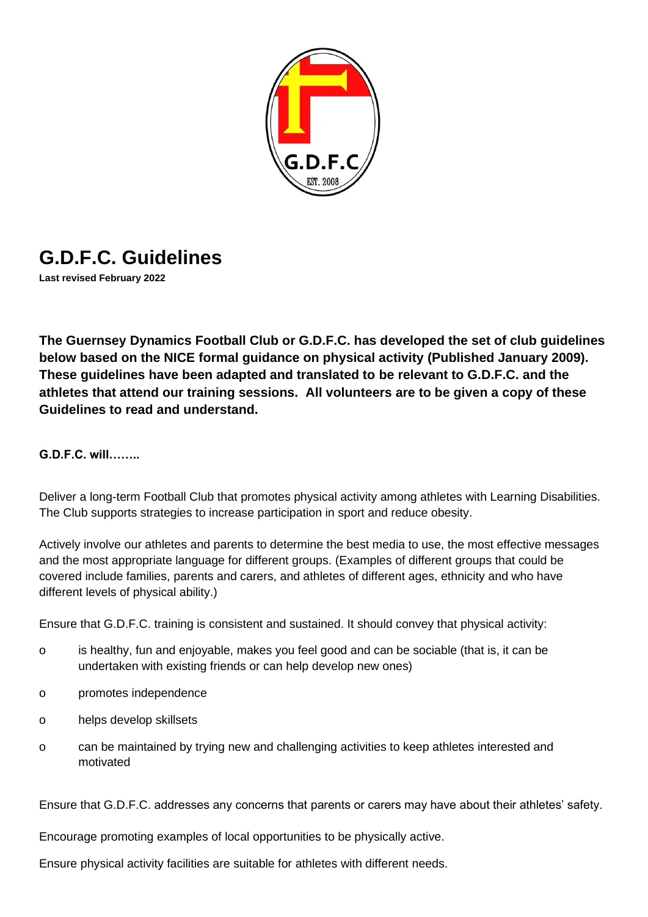# G.D.F.C. Guidelines

**Last revised February 2022**

**The Guernsey Dynamics Football Club or G.D.F.C. has developed the set of club guidelines below based on the NICE formal guidance on physical activity (Published January 2009). These guidelines have been adapted and translated to be relevant to G.D.F.C. and the athletes that attend our training sessions. All volunteers are to be given a copy of these Guidelines to read and understand.**

**G.D.F.C. will……..**

Deliver a long-term Football Club that promotes physical activity among athletes with Learning Disabilities. The Club supports strategies to increase participation in sport and reduce obesity.

Actively involve our athletes and parents to determine the best media to use, the most effective messages and the most appropriate language for different groups. (Examples of different groups that could be covered include families, parents and carers, and athletes of different ages, ethnicity and who have different levels of physical ability.)

Ensure that G.D.F.C. training is consistent and sustained. It should convey that physical activity:

- is healthy, fun and enjoyable, makes you feel good and can be sociable (that is, it can be undertaken with existing friends or can help develop new ones)
- promotes independence
- helps develop skillsets
- can be maintained by trying new and challenging activities to keep athletes interested and motivated

Ensure that G.D.F.C. addresses any concerns that parents or carers may have about their athletes' safety.

Encourage promoting examples of local opportunities to be physically active.

Ensure physical activity facilities are suitable for athletes with different needs.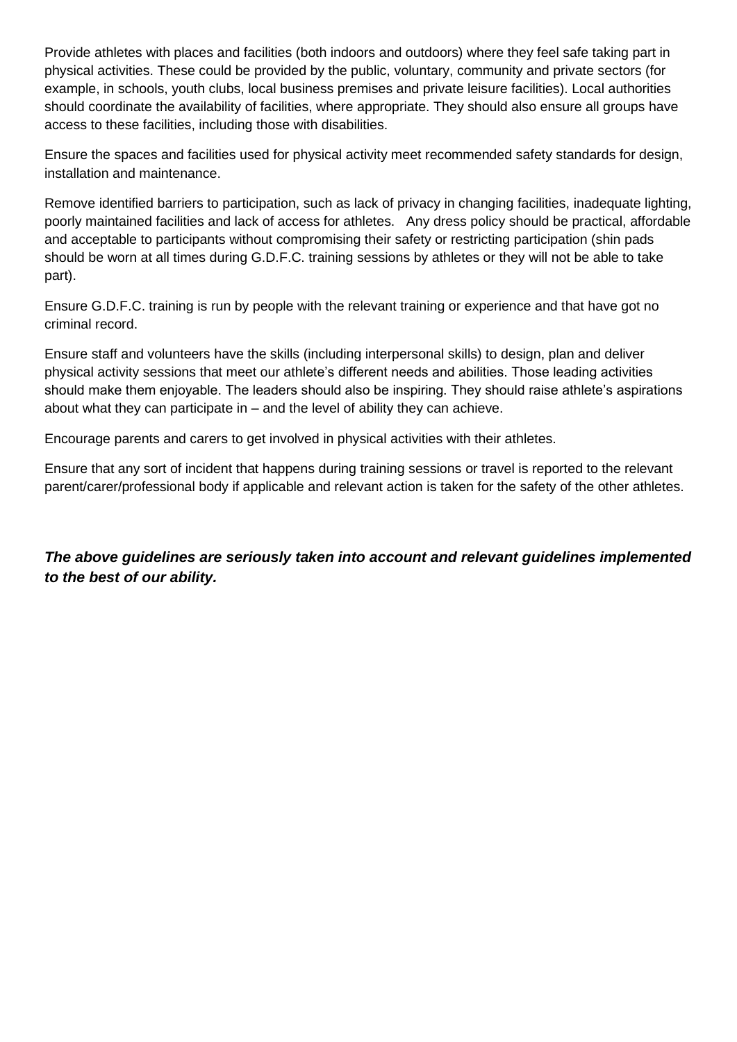Provide athletes with places and facilities (both indoors and outdoors) where they feel safe taking part in physical activities. These could be provided by the public, voluntary, community and private sectors (for example, in schools, youth clubs, local business premises and private leisure facilities). Local authorities should coordinate the availability of facilities, where appropriate. They should also ensure all groups have access to these facilities, including those with disabilities.

Ensure the spaces and facilities used for physical activity meet recommended safety standards for design, installation and maintenance.

Remove identified barriers to participation, such as lack of privacy in changing facilities, inadequate lighting, poorly maintained facilities and lack of access for athletes. Any dress policy should be practical, affordable and acceptable to participants without compromising their safety or restricting participation (shin pads should be worn at all times during G.D.F.C. training sessions by athletes or they will not be able to take part).

Ensure G.D.F.C. training is run by people with the relevant training or experience and that have got no criminal record.

Ensure staff and volunteers have the skills (including interpersonal skills) to design, plan and deliver physical activity sessions that meet our athlete's different needs and abilities. Those leading activities should make them enjoyable. The leaders should also be inspiring. They should raise athlete's aspirations about what they can participate in – and the level of ability they can achieve.

Encourage parents and carers to get involved in physical activities with their athletes.

Ensure that any sort of incident that happens during training sessions or travel is reported to the relevant parent/carer/professional body if applicable and relevant action is taken for the safety of the other athletes.

***The above guidelines are seriously taken into account and relevant guidelines implemented to the best of our ability.***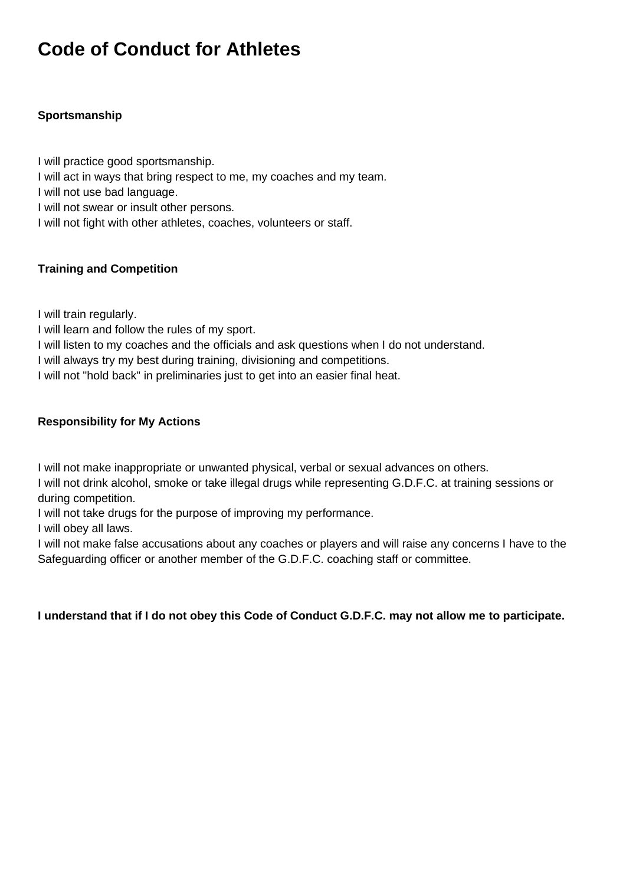# Code of Conduct for Athletes

### Sportsmanship

I will practice good sportsmanship.
I will act in ways that bring respect to me, my coaches and my team.
I will not use bad language.
I will not swear or insult other persons.
I will not fight with other athletes, coaches, volunteers or staff.

### Training and Competition

I will train regularly.
I will learn and follow the rules of my sport.
I will listen to my coaches and the officials and ask questions when I do not understand.
I will always try my best during training, divisioning and competitions.
I will not "hold back" in preliminaries just to get into an easier final heat.

### Responsibility for My Actions

I will not make inappropriate or unwanted physical, verbal or sexual advances on others.
I will not drink alcohol, smoke or take illegal drugs while representing G.D.F.C. at training sessions or during competition.
I will not take drugs for the purpose of improving my performance.
I will obey all laws.
I will not make false accusations about any coaches or players and will raise any concerns I have to the Safeguarding officer or another member of the G.D.F.C. coaching staff or committee.

**I understand that if I do not obey this Code of Conduct G.D.F.C. may not allow me to participate.**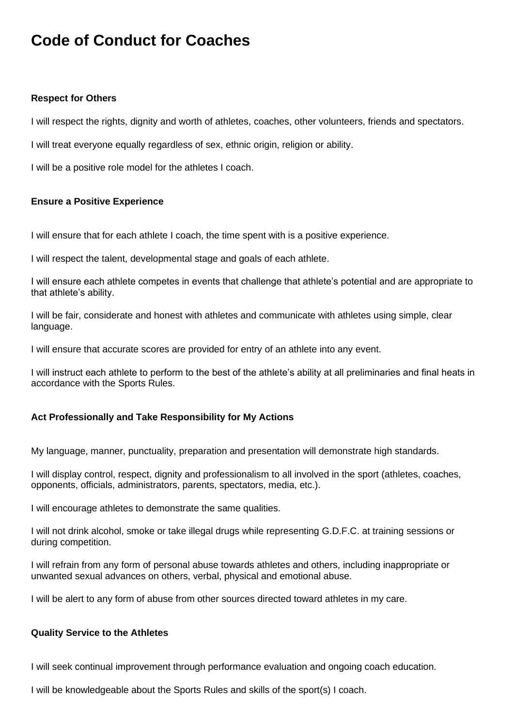# Code of Conduct for Coaches

**Respect for Others**

I will respect the rights, dignity and worth of athletes, coaches, other volunteers, friends and spectators.

I will treat everyone equally regardless of sex, ethnic origin, religion or ability.

I will be a positive role model for the athletes I coach.

**Ensure a Positive Experience**

I will ensure that for each athlete I coach, the time spent with is a positive experience.

I will respect the talent, developmental stage and goals of each athlete.

I will ensure each athlete competes in events that challenge that athlete's potential and are appropriate to that athlete's ability.

I will be fair, considerate and honest with athletes and communicate with athletes using simple, clear language.

I will ensure that accurate scores are provided for entry of an athlete into any event.

I will instruct each athlete to perform to the best of the athlete's ability at all preliminaries and final heats in accordance with the Sports Rules.

**Act Professionally and Take Responsibility for My Actions**

My language, manner, punctuality, preparation and presentation will demonstrate high standards.

I will display control, respect, dignity and professionalism to all involved in the sport (athletes, coaches, opponents, officials, administrators, parents, spectators, media, etc.).

I will encourage athletes to demonstrate the same qualities.

I will not drink alcohol, smoke or take illegal drugs while representing G.D.F.C. at training sessions or during competition.

I will refrain from any form of personal abuse towards athletes and others, including inappropriate or unwanted sexual advances on others, verbal, physical and emotional abuse.

I will be alert to any form of abuse from other sources directed toward athletes in my care.

**Quality Service to the Athletes**

I will seek continual improvement through performance evaluation and ongoing coach education.

I will be knowledgeable about the Sports Rules and skills of the sport(s) I coach.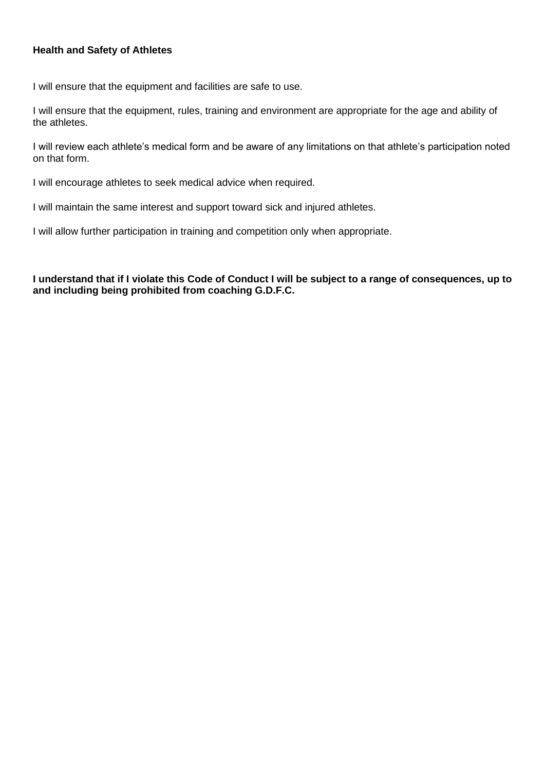**Health and Safety of Athletes**

I will ensure that the equipment and facilities are safe to use.

I will ensure that the equipment, rules, training and environment are appropriate for the age and ability of the athletes.

I will review each athlete's medical form and be aware of any limitations on that athlete's participation noted on that form.

I will encourage athletes to seek medical advice when required.

I will maintain the same interest and support toward sick and injured athletes.

I will allow further participation in training and competition only when appropriate.

**I understand that if I violate this Code of Conduct I will be subject to a range of consequences, up to and including being prohibited from coaching G.D.F.C.**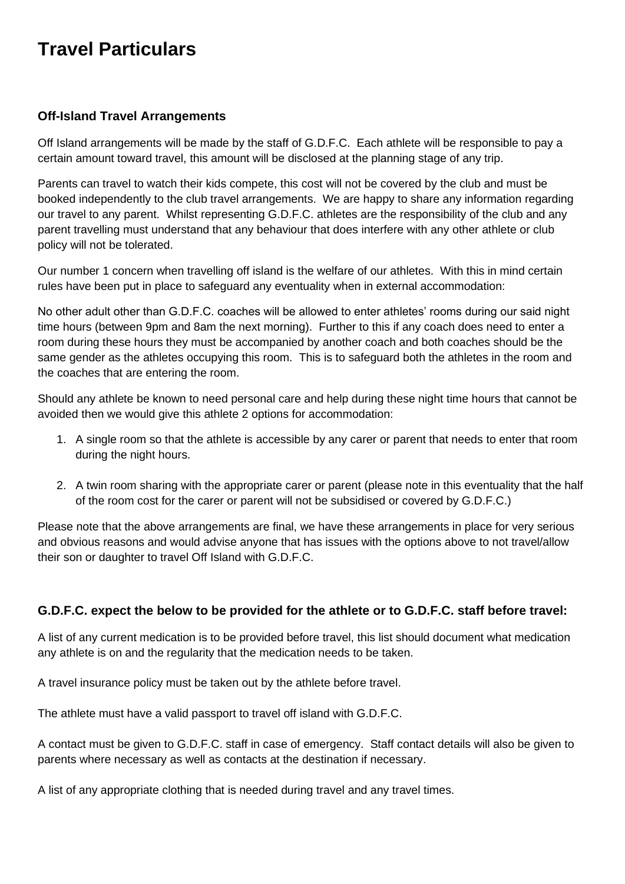# Travel Particulars

### Off-Island Travel Arrangements

Off Island arrangements will be made by the staff of G.D.F.C. Each athlete will be responsible to pay a certain amount toward travel, this amount will be disclosed at the planning stage of any trip.

Parents can travel to watch their kids compete, this cost will not be covered by the club and must be booked independently to the club travel arrangements. We are happy to share any information regarding our travel to any parent. Whilst representing G.D.F.C. athletes are the responsibility of the club and any parent travelling must understand that any behaviour that does interfere with any other athlete or club policy will not be tolerated.

Our number 1 concern when travelling off island is the welfare of our athletes. With this in mind certain rules have been put in place to safeguard any eventuality when in external accommodation:

No other adult other than G.D.F.C. coaches will be allowed to enter athletes' rooms during our said night time hours (between 9pm and 8am the next morning). Further to this if any coach does need to enter a room during these hours they must be accompanied by another coach and both coaches should be the same gender as the athletes occupying this room. This is to safeguard both the athletes in the room and the coaches that are entering the room.

Should any athlete be known to need personal care and help during these night time hours that cannot be avoided then we would give this athlete 2 options for accommodation:

1. A single room so that the athlete is accessible by any carer or parent that needs to enter that room during the night hours.

2. A twin room sharing with the appropriate carer or parent (please note in this eventuality that the half of the room cost for the carer or parent will not be subsidised or covered by G.D.F.C.)

Please note that the above arrangements are final, we have these arrangements in place for very serious and obvious reasons and would advise anyone that has issues with the options above to not travel/allow their son or daughter to travel Off Island with G.D.F.C.

### G.D.F.C. expect the below to be provided for the athlete or to G.D.F.C. staff before travel:

A list of any current medication is to be provided before travel, this list should document what medication any athlete is on and the regularity that the medication needs to be taken.

A travel insurance policy must be taken out by the athlete before travel.

The athlete must have a valid passport to travel off island with G.D.F.C.

A contact must be given to G.D.F.C. staff in case of emergency. Staff contact details will also be given to parents where necessary as well as contacts at the destination if necessary.

A list of any appropriate clothing that is needed during travel and any travel times.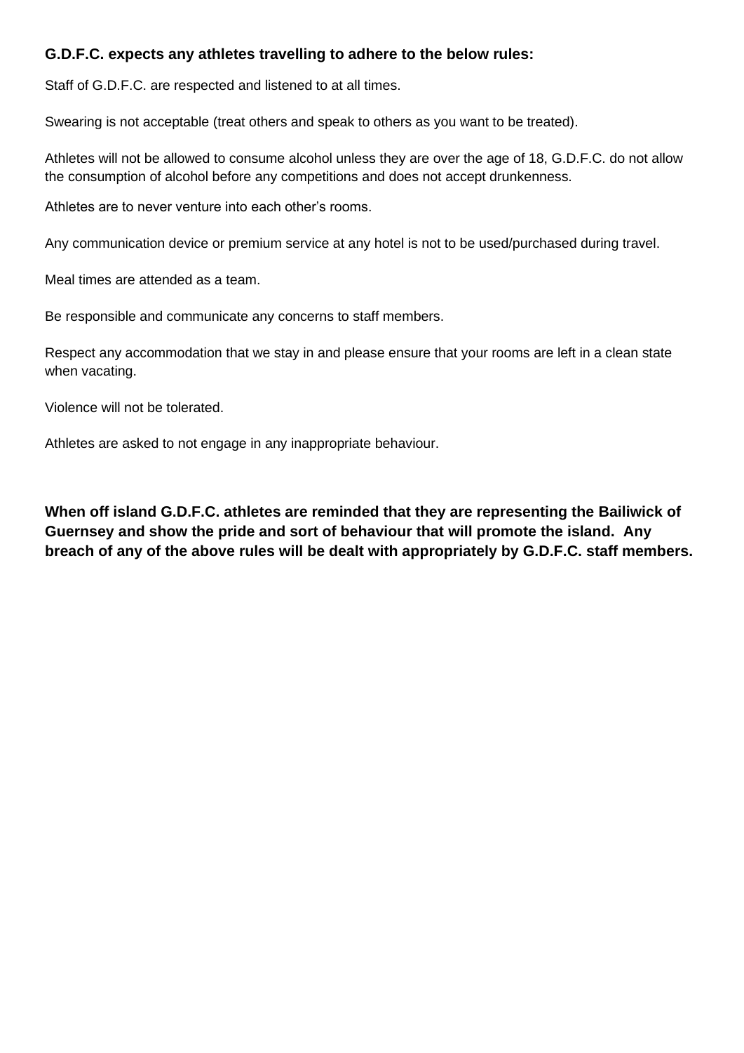**G.D.F.C. expects any athletes travelling to adhere to the below rules:**

Staff of G.D.F.C. are respected and listened to at all times.

Swearing is not acceptable (treat others and speak to others as you want to be treated).

Athletes will not be allowed to consume alcohol unless they are over the age of 18, G.D.F.C. do not allow the consumption of alcohol before any competitions and does not accept drunkenness.

Athletes are to never venture into each other's rooms.

Any communication device or premium service at any hotel is not to be used/purchased during travel.

Meal times are attended as a team.

Be responsible and communicate any concerns to staff members.

Respect any accommodation that we stay in and please ensure that your rooms are left in a clean state when vacating.

Violence will not be tolerated.

Athletes are asked to not engage in any inappropriate behaviour.

**When off island G.D.F.C. athletes are reminded that they are representing the Bailiwick of Guernsey and show the pride and sort of behaviour that will promote the island. Any breach of any of the above rules will be dealt with appropriately by G.D.F.C. staff members.**